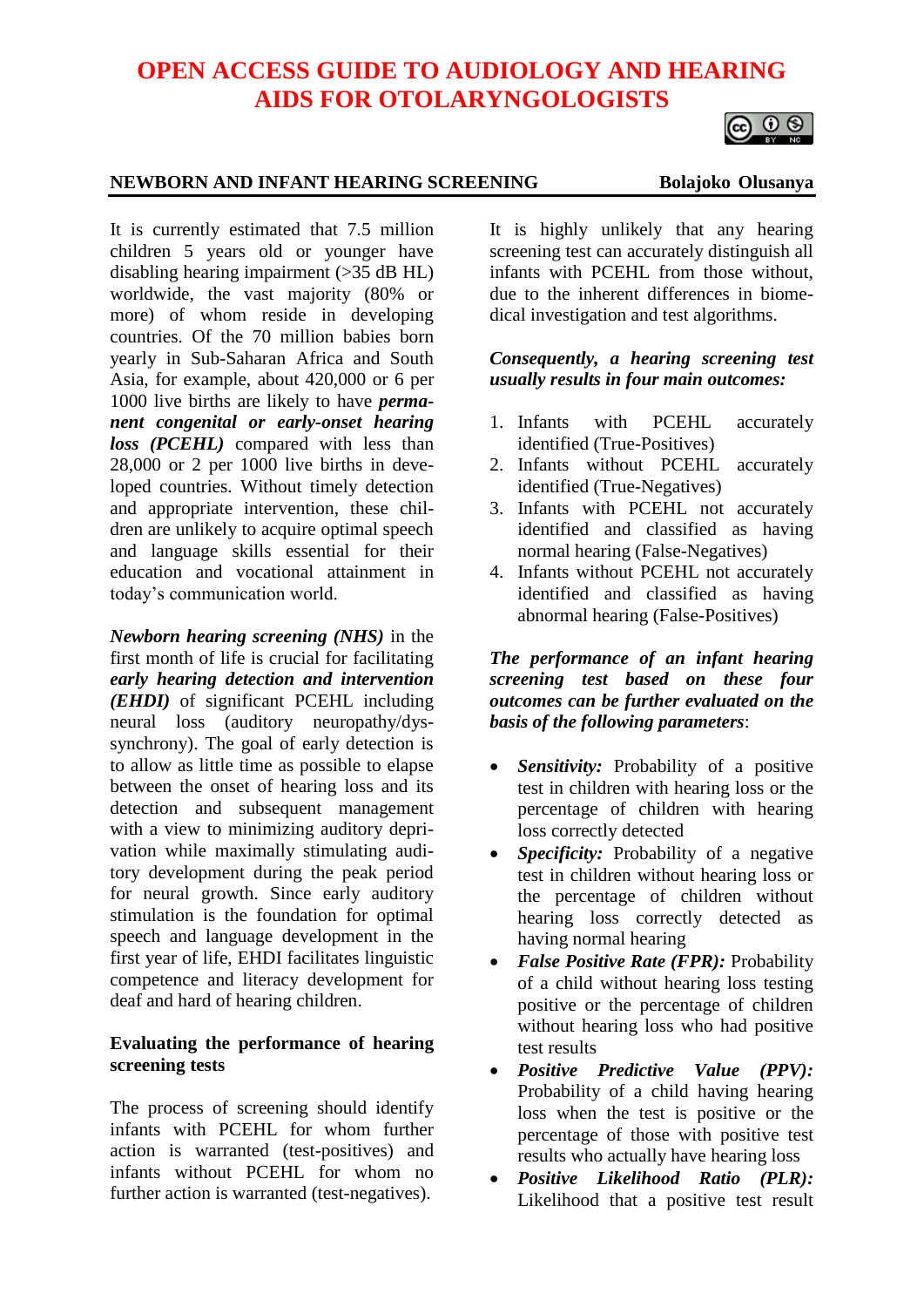# OPEN ACCESS GUIDE TO AUDIOLOGY AND HEARING AIDS FOR OTOLARYNGOLOGISTS

## NEWBORN AND INFANT HEARING SCREENING

**Bolajoko Olusanya**

It is currently estimated that 7.5 million children 5 years old or younger have disabling hearing impairment (>35 dB HL) worldwide, the vast majority (80% or more) of whom reside in developing countries. Of the 70 million babies born yearly in Sub-Saharan Africa and South Asia, for example, about 420,000 or 6 per 1000 live births are likely to have ***permanent congenital or early-onset hearing loss (PCEHL)*** compared with less than 28,000 or 2 per 1000 live births in developed countries. Without timely detection and appropriate intervention, these children are unlikely to acquire optimal speech and language skills essential for their education and vocational attainment in today's communication world.

***Newborn hearing screening (NHS)*** in the first month of life is crucial for facilitating ***early hearing detection and intervention (EHDI)*** of significant PCEHL including neural loss (auditory neuropathy/dyssynchrony). The goal of early detection is to allow as little time as possible to elapse between the onset of hearing loss and its detection and subsequent management with a view to minimizing auditory deprivation while maximally stimulating auditory development during the peak period for neural growth. Since early auditory stimulation is the foundation for optimal speech and language development in the first year of life, EHDI facilitates linguistic competence and literacy development for deaf and hard of hearing children.

### Evaluating the performance of hearing screening tests

The process of screening should identify infants with PCEHL for whom further action is warranted (test-positives) and infants without PCEHL for whom no further action is warranted (test-negatives).

It is highly unlikely that any hearing screening test can accurately distinguish all infants with PCEHL from those without, due to the inherent differences in biomedical investigation and test algorithms.

***Consequently, a hearing screening test usually results in four main outcomes:***

1. Infants with PCEHL accurately identified (True-Positives)
2. Infants without PCEHL accurately identified (True-Negatives)
3. Infants with PCEHL not accurately identified and classified as having normal hearing (False-Negatives)
4. Infants without PCEHL not accurately identified and classified as having abnormal hearing (False-Positives)

***The performance of an infant hearing screening test based on these four outcomes can be further evaluated on the basis of the following parameters***:

- ***Sensitivity:*** Probability of a positive test in children with hearing loss or the percentage of children with hearing loss correctly detected
- ***Specificity:*** Probability of a negative test in children without hearing loss or the percentage of children without hearing loss correctly detected as having normal hearing
- ***False Positive Rate (FPR):*** Probability of a child without hearing loss testing positive or the percentage of children without hearing loss who had positive test results
- ***Positive Predictive Value (PPV):*** Probability of a child having hearing loss when the test is positive or the percentage of those with positive test results who actually have hearing loss
- ***Positive Likelihood Ratio (PLR):*** Likelihood that a positive test result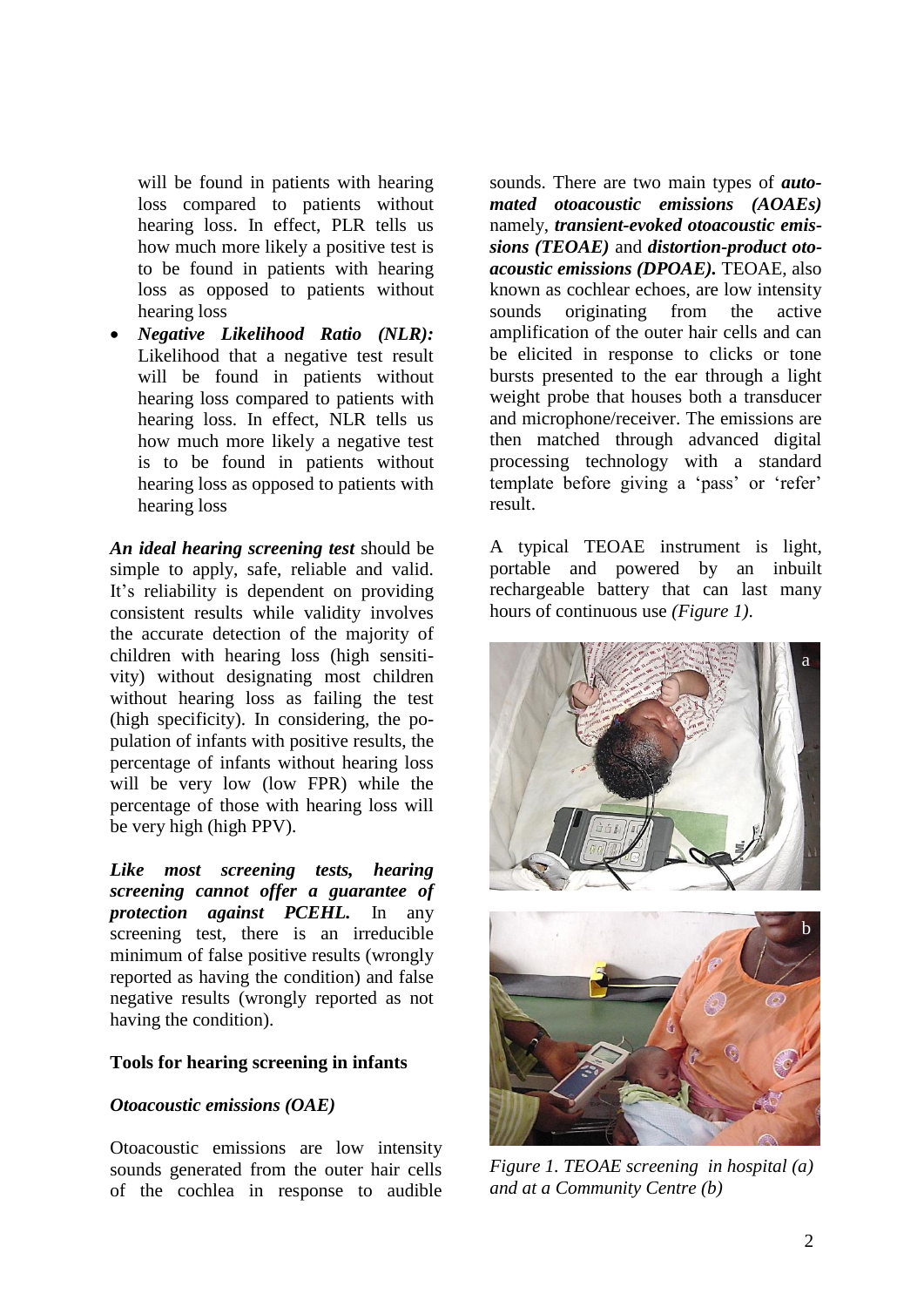will be found in patients with hearing loss compared to patients without hearing loss. In effect, PLR tells us how much more likely a positive test is to be found in patients with hearing loss as opposed to patients without hearing loss

- ***Negative Likelihood Ratio (NLR):*** Likelihood that a negative test result will be found in patients without hearing loss compared to patients with hearing loss. In effect, NLR tells us how much more likely a negative test is to be found in patients without hearing loss as opposed to patients with hearing loss

***An ideal hearing screening test*** should be simple to apply, safe, reliable and valid. It's reliability is dependent on providing consistent results while validity involves the accurate detection of the majority of children with hearing loss (high sensitivity) without designating most children without hearing loss as failing the test (high specificity). In considering, the population of infants with positive results, the percentage of infants without hearing loss will be very low (low FPR) while the percentage of those with hearing loss will be very high (high PPV).

***Like most screening tests, hearing screening cannot offer a guarantee of protection against PCEHL.*** In any screening test, there is an irreducible minimum of false positive results (wrongly reported as having the condition) and false negative results (wrongly reported as not having the condition).

## Tools for hearing screening in infants

### *Otoacoustic emissions (OAE)*

Otoacoustic emissions are low intensity sounds generated from the outer hair cells of the cochlea in response to audible sounds. There are two main types of ***automated otoacoustic emissions (AOAEs)*** namely, ***transient-evoked otoacoustic emissions (TEOAE)*** and ***distortion-product otoacoustic emissions (DPOAE).*** TEOAE, also known as cochlear echoes, are low intensity sounds originating from the active amplification of the outer hair cells and can be elicited in response to clicks or tone bursts presented to the ear through a light weight probe that houses both a transducer and microphone/receiver. The emissions are then matched through advanced digital processing technology with a standard template before giving a 'pass' or 'refer' result.

A typical TEOAE instrument is light, portable and powered by an inbuilt rechargeable battery that can last many hours of continuous use *(Figure 1).*

*Figure 1. TEOAE screening in hospital (a) and at a Community Centre (b)*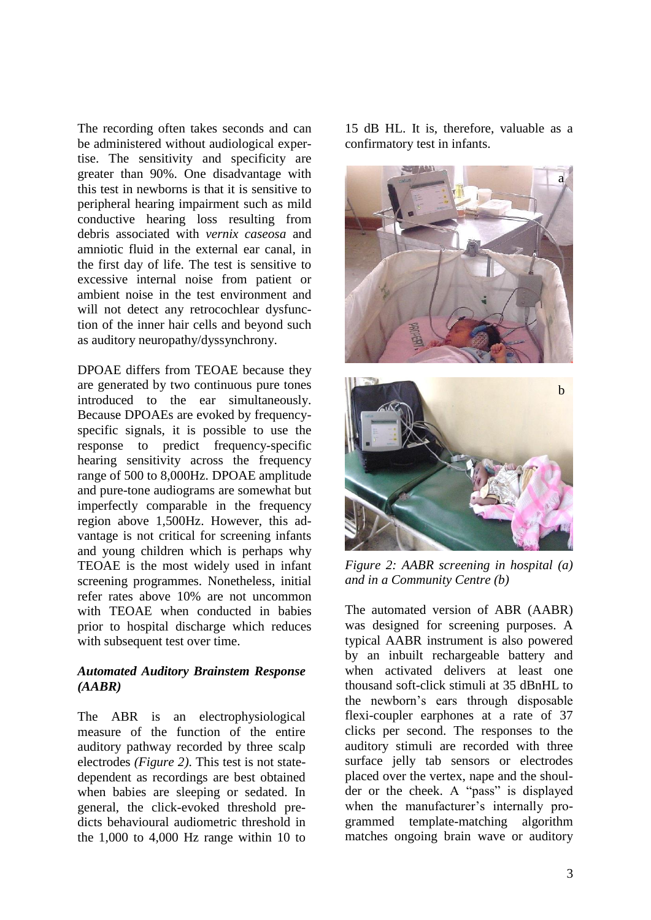The recording often takes seconds and can be administered without audiological expertise. The sensitivity and specificity are greater than 90%. One disadvantage with this test in newborns is that it is sensitive to peripheral hearing impairment such as mild conductive hearing loss resulting from debris associated with *vernix caseosa* and amniotic fluid in the external ear canal, in the first day of life. The test is sensitive to excessive internal noise from patient or ambient noise in the test environment and will not detect any retrocochlear dysfunction of the inner hair cells and beyond such as auditory neuropathy/dyssynchrony.

DPOAE differs from TEOAE because they are generated by two continuous pure tones introduced to the ear simultaneously. Because DPOAEs are evoked by frequency-specific signals, it is possible to use the response to predict frequency-specific hearing sensitivity across the frequency range of 500 to 8,000Hz. DPOAE amplitude and pure-tone audiograms are somewhat but imperfectly comparable in the frequency region above 1,500Hz. However, this advantage is not critical for screening infants and young children which is perhaps why TEOAE is the most widely used in infant screening programmes. Nonetheless, initial refer rates above 10% are not uncommon with TEOAE when conducted in babies prior to hospital discharge which reduces with subsequent test over time.

### *Automated Auditory Brainstem Response (AABR)*

The ABR is an electrophysiological measure of the function of the entire auditory pathway recorded by three scalp electrodes *(Figure 2)*. This test is not state-dependent as recordings are best obtained when babies are sleeping or sedated. In general, the click-evoked threshold predicts behavioural audiometric threshold in the 1,000 to 4,000 Hz range within 10 to 15 dB HL. It is, therefore, valuable as a confirmatory test in infants.

*Figure 2: AABR screening in hospital (a) and in a Community Centre (b)*

The automated version of ABR (AABR) was designed for screening purposes. A typical AABR instrument is also powered by an inbuilt rechargeable battery and when activated delivers at least one thousand soft-click stimuli at 35 dBnHL to the newborn's ears through disposable flexi-coupler earphones at a rate of 37 clicks per second. The responses to the auditory stimuli are recorded with three surface jelly tab sensors or electrodes placed over the vertex, nape and the shoulder or the cheek. A "pass" is displayed when the manufacturer's internally programmed template-matching algorithm matches ongoing brain wave or auditory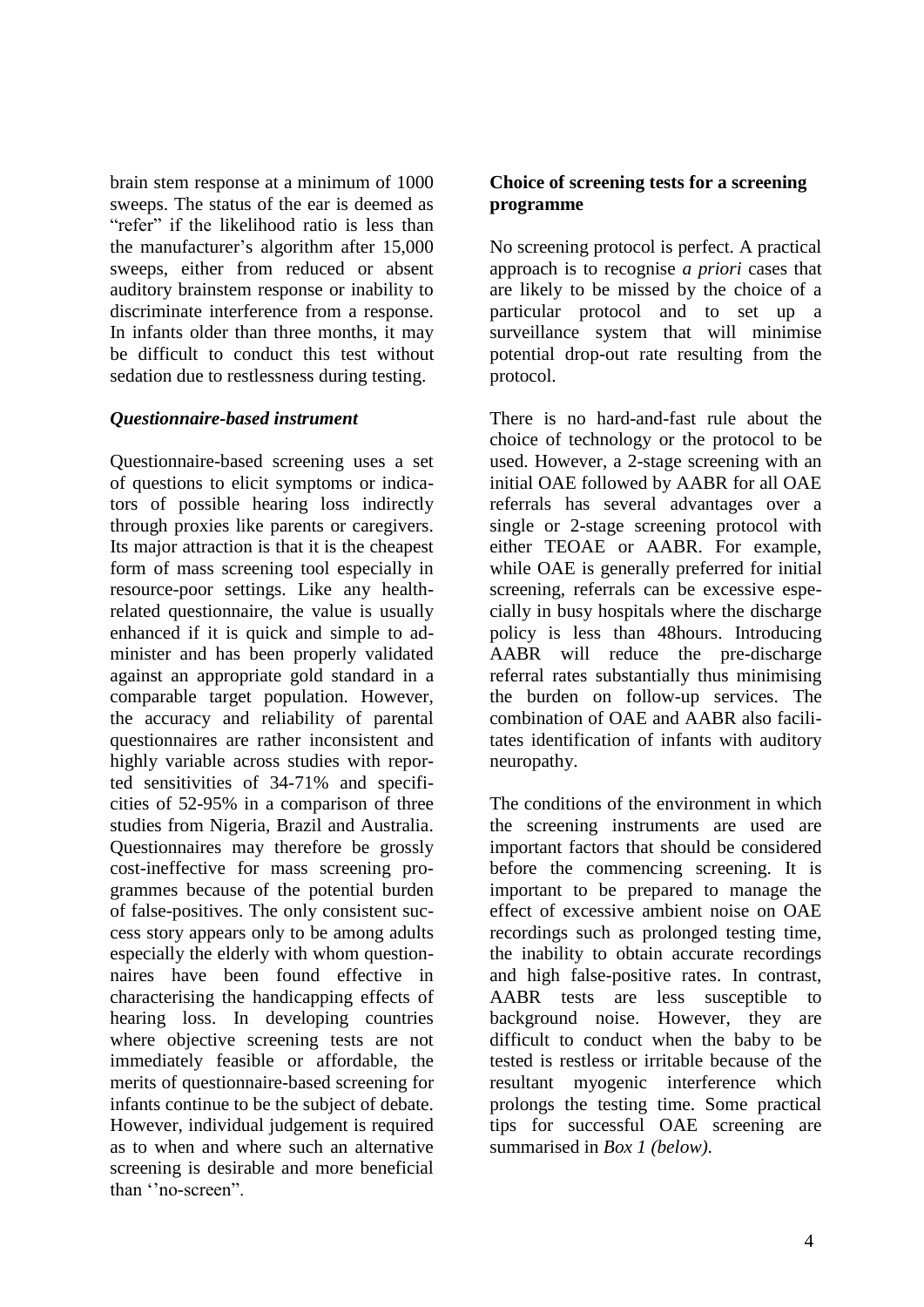brain stem response at a minimum of 1000 sweeps. The status of the ear is deemed as "refer" if the likelihood ratio is less than the manufacturer's algorithm after 15,000 sweeps, either from reduced or absent auditory brainstem response or inability to discriminate interference from a response. In infants older than three months, it may be difficult to conduct this test without sedation due to restlessness during testing.

### *Questionnaire-based instrument*

Questionnaire-based screening uses a set of questions to elicit symptoms or indicators of possible hearing loss indirectly through proxies like parents or caregivers. Its major attraction is that it is the cheapest form of mass screening tool especially in resource-poor settings. Like any health-related questionnaire, the value is usually enhanced if it is quick and simple to administer and has been properly validated against an appropriate gold standard in a comparable target population. However, the accuracy and reliability of parental questionnaires are rather inconsistent and highly variable across studies with reported sensitivities of 34-71% and specificities of 52-95% in a comparison of three studies from Nigeria, Brazil and Australia. Questionnaires may therefore be grossly cost-ineffective for mass screening programmes because of the potential burden of false-positives. The only consistent success story appears only to be among adults especially the elderly with whom questionnaires have been found effective in characterising the handicapping effects of hearing loss. In developing countries where objective screening tests are not immediately feasible or affordable, the merits of questionnaire-based screening for infants continue to be the subject of debate. However, individual judgement is required as to when and where such an alternative screening is desirable and more beneficial than ''no-screen".

### **Choice of screening tests for a screening programme**

No screening protocol is perfect. A practical approach is to recognise *a priori* cases that are likely to be missed by the choice of a particular protocol and to set up a surveillance system that will minimise potential drop-out rate resulting from the protocol.

There is no hard-and-fast rule about the choice of technology or the protocol to be used. However, a 2-stage screening with an initial OAE followed by AABR for all OAE referrals has several advantages over a single or 2-stage screening protocol with either TEOAE or AABR. For example, while OAE is generally preferred for initial screening, referrals can be excessive especially in busy hospitals where the discharge policy is less than 48hours. Introducing AABR will reduce the pre-discharge referral rates substantially thus minimising the burden on follow-up services. The combination of OAE and AABR also facilitates identification of infants with auditory neuropathy.

The conditions of the environment in which the screening instruments are used are important factors that should be considered before the commencing screening. It is important to be prepared to manage the effect of excessive ambient noise on OAE recordings such as prolonged testing time, the inability to obtain accurate recordings and high false-positive rates. In contrast, AABR tests are less susceptible to background noise. However, they are difficult to conduct when the baby to be tested is restless or irritable because of the resultant myogenic interference which prolongs the testing time. Some practical tips for successful OAE screening are summarised in *Box 1 (below)*.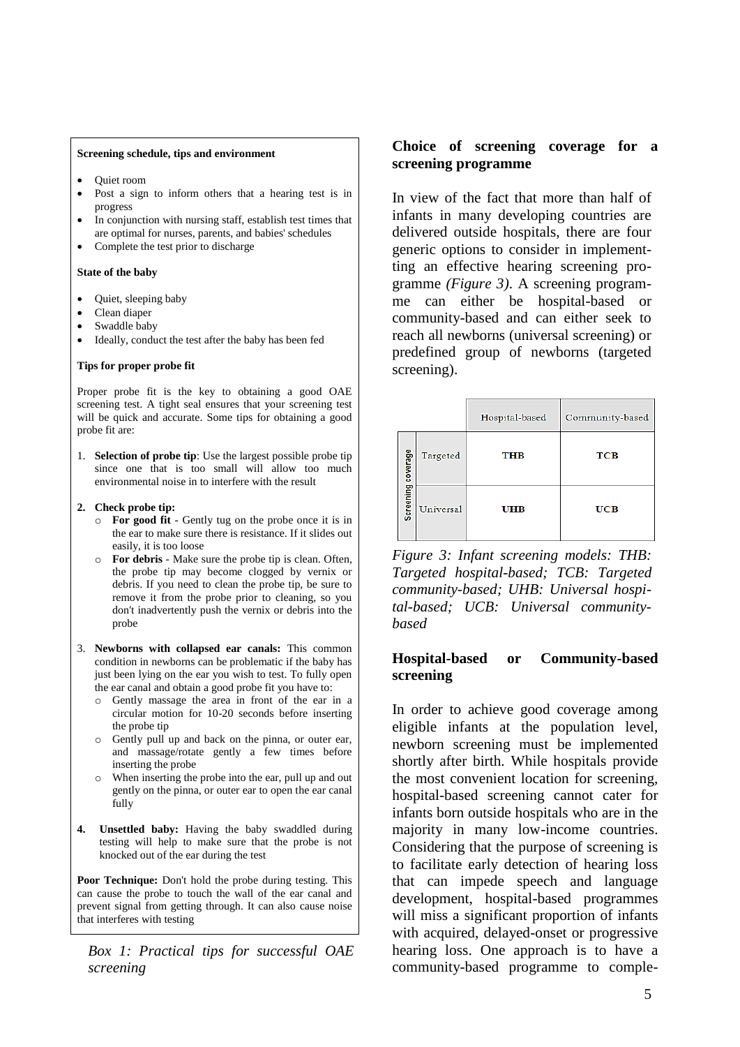**Screening schedule, tips and environment**

- Quiet room
- Post a sign to inform others that a hearing test is in progress
- In conjunction with nursing staff, establish test times that are optimal for nurses, parents, and babies' schedules
- Complete the test prior to discharge

**State of the baby**

- Quiet, sleeping baby
- Clean diaper
- Swaddle baby
- Ideally, conduct the test after the baby has been fed

**Tips for proper probe fit**

Proper probe fit is the key to obtaining a good OAE screening test. A tight seal ensures that your screening test will be quick and accurate. Some tips for obtaining a good probe fit are:

1. **Selection of probe tip**: Use the largest possible probe tip since one that is too small will allow too much environmental noise in to interfere with the result
2. **Check probe tip:**
   - **For good fit** - Gently tug on the probe once it is in the ear to make sure there is resistance. If it slides out easily, it is too loose
   - **For debris** - Make sure the probe tip is clean. Often, the probe tip may become clogged by vernix or debris. If you need to clean the probe tip, be sure to remove it from the probe prior to cleaning, so you don't inadvertently push the vernix or debris into the probe
3. **Newborns with collapsed ear canals:** This common condition in newborns can be problematic if the baby has just been lying on the ear you wish to test. To fully open the ear canal and obtain a good probe fit you have to:
   - Gently massage the area in front of the ear in a circular motion for 10-20 seconds before inserting the probe tip
   - Gently pull up and back on the pinna, or outer ear, and massage/rotate gently a few times before inserting the probe
   - When inserting the probe into the ear, pull up and out gently on the pinna, or outer ear to open the ear canal fully
4. **Unsettled baby:** Having the baby swaddled during testing will help to make sure that the probe is not knocked out of the ear during the test

**Poor Technique:** Don't hold the probe during testing. This can cause the probe to touch the wall of the ear canal and prevent signal from getting through. It can also cause noise that interferes with testing

*Box 1: Practical tips for successful OAE screening*

## Choice of screening coverage for a screening programme

In view of the fact that more than half of infants in many developing countries are delivered outside hospitals, there are four generic options to consider in implementting an effective hearing screening programme *(Figure 3)*. A screening programme can either be hospital-based or community-based and can either seek to reach all newborns (universal screening) or predefined group of newborns (targeted screening).

| Screening coverage | | Hospital-based | Community-based |
|---|---|---|---|
| | Targeted | THB | TCB |
| | Universal | UHB | UCB |

*Figure 3: Infant screening models: THB: Targeted hospital-based; TCB: Targeted community-based; UHB: Universal hospital-based; UCB: Universal community-based*

## Hospital-based or Community-based screening

In order to achieve good coverage among eligible infants at the population level, newborn screening must be implemented shortly after birth. While hospitals provide the most convenient location for screening, hospital-based screening cannot cater for infants born outside hospitals who are in the majority in many low-income countries. Considering that the purpose of screening is to facilitate early detection of hearing loss that can impede speech and language development, hospital-based programmes will miss a significant proportion of infants with acquired, delayed-onset or progressive hearing loss. One approach is to have a community-based programme to comple-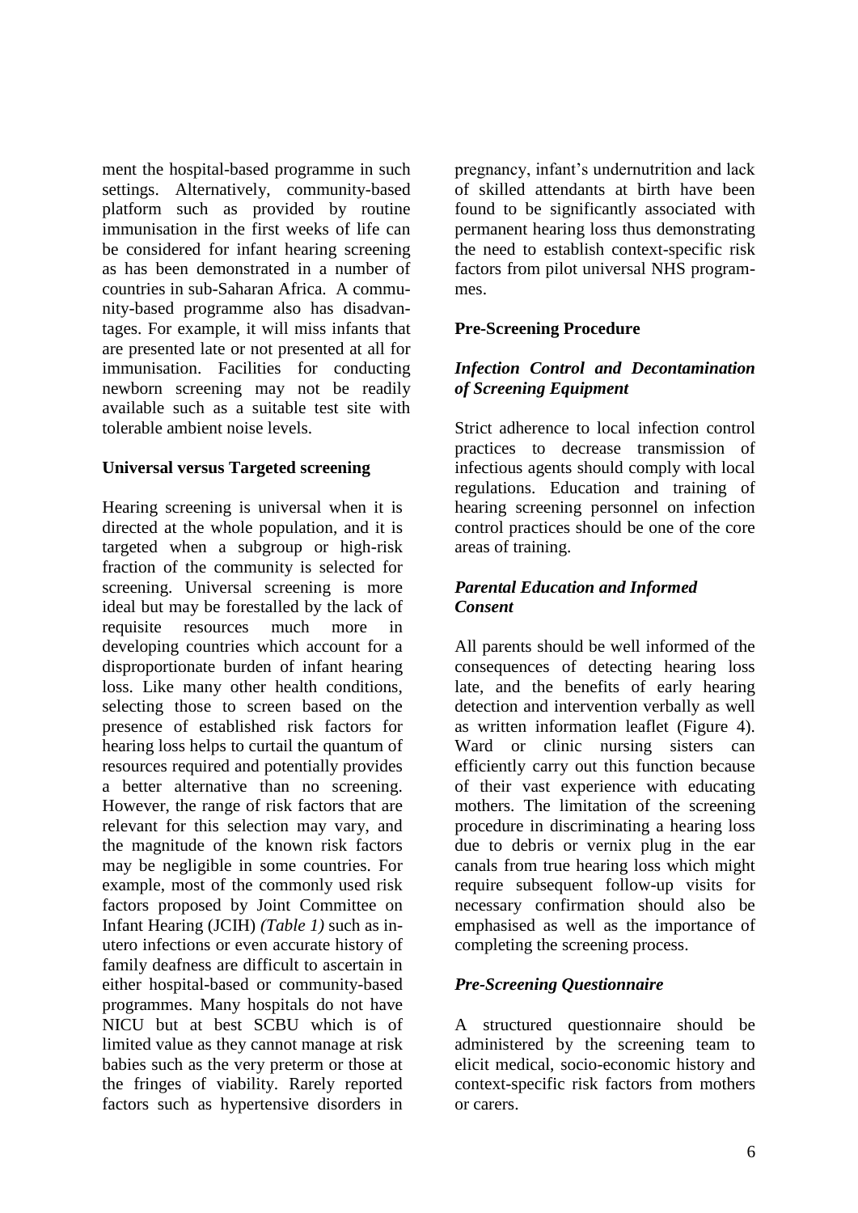ment the hospital-based programme in such settings. Alternatively, community-based platform such as provided by routine immunisation in the first weeks of life can be considered for infant hearing screening as has been demonstrated in a number of countries in sub-Saharan Africa. A community-based programme also has disadvantages. For example, it will miss infants that are presented late or not presented at all for immunisation. Facilities for conducting newborn screening may not be readily available such as a suitable test site with tolerable ambient noise levels.

## Universal versus Targeted screening

Hearing screening is universal when it is directed at the whole population, and it is targeted when a subgroup or high-risk fraction of the community is selected for screening. Universal screening is more ideal but may be forestalled by the lack of requisite resources much more in developing countries which account for a disproportionate burden of infant hearing loss. Like many other health conditions, selecting those to screen based on the presence of established risk factors for hearing loss helps to curtail the quantum of resources required and potentially provides a better alternative than no screening. However, the range of risk factors that are relevant for this selection may vary, and the magnitude of the known risk factors may be negligible in some countries. For example, most of the commonly used risk factors proposed by Joint Committee on Infant Hearing (JCIH) *(Table 1)* such as in-utero infections or even accurate history of family deafness are difficult to ascertain in either hospital-based or community-based programmes. Many hospitals do not have NICU but at best SCBU which is of limited value as they cannot manage at risk babies such as the very preterm or those at the fringes of viability. Rarely reported factors such as hypertensive disorders in pregnancy, infant's undernutrition and lack of skilled attendants at birth have been found to be significantly associated with permanent hearing loss thus demonstrating the need to establish context-specific risk factors from pilot universal NHS programmes.

## Pre-Screening Procedure

### *Infection Control and Decontamination of Screening Equipment*

Strict adherence to local infection control practices to decrease transmission of infectious agents should comply with local regulations. Education and training of hearing screening personnel on infection control practices should be one of the core areas of training.

### *Parental Education and Informed Consent*

All parents should be well informed of the consequences of detecting hearing loss late, and the benefits of early hearing detection and intervention verbally as well as written information leaflet (Figure 4). Ward or clinic nursing sisters can efficiently carry out this function because of their vast experience with educating mothers. The limitation of the screening procedure in discriminating a hearing loss due to debris or vernix plug in the ear canals from true hearing loss which might require subsequent follow-up visits for necessary confirmation should also be emphasised as well as the importance of completing the screening process.

### *Pre-Screening Questionnaire*

A structured questionnaire should be administered by the screening team to elicit medical, socio-economic history and context-specific risk factors from mothers or carers.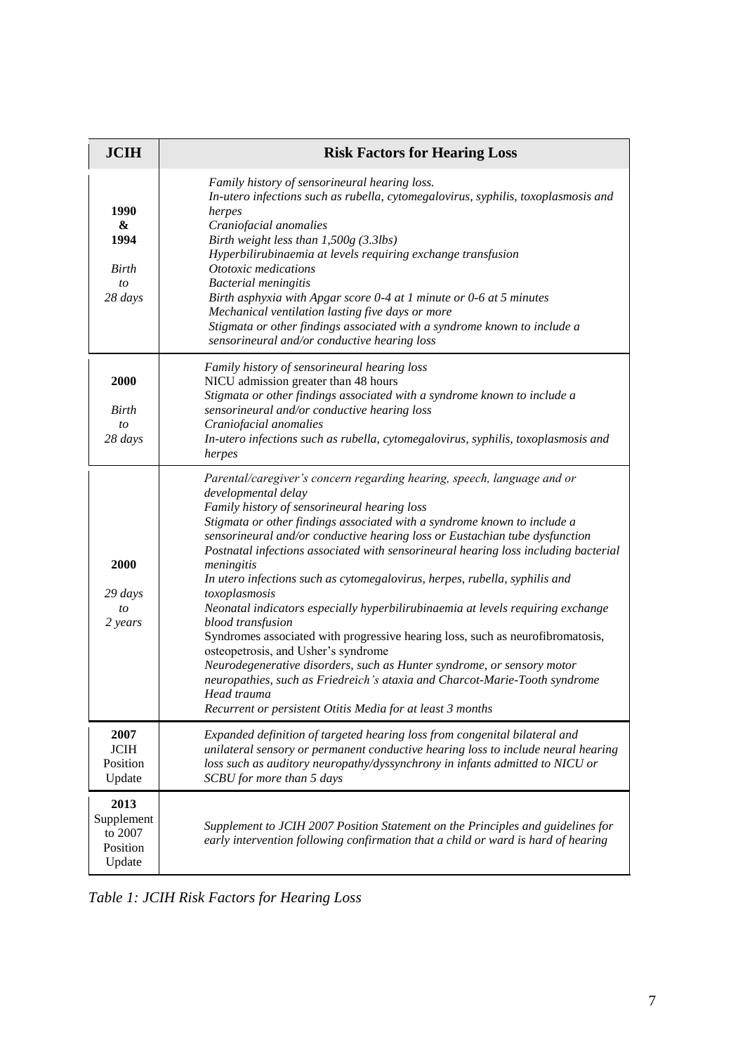| JCIH | Risk Factors for Hearing Loss |
|---|---|
| **1990 & 1994** *Birth to 28 days* | *Family history of sensorineural hearing loss.*<br>*In-utero infections such as rubella, cytomegalovirus, syphilis, toxoplasmosis and herpes*<br>*Craniofacial anomalies*<br>*Birth weight less than 1,500g (3.3lbs)*<br>*Hyperbilirubinaemia at levels requiring exchange transfusion*<br>*Ototoxic medications*<br>*Bacterial meningitis*<br>*Birth asphyxia with Apgar score 0-4 at 1 minute or 0-6 at 5 minutes*<br>*Mechanical ventilation lasting five days or more*<br>*Stigmata or other findings associated with a syndrome known to include a sensorineural and/or conductive hearing loss* |
| **2000** *Birth to 28 days* | *Family history of sensorineural hearing loss*<br>NICU admission greater than 48 hours<br>*Stigmata or other findings associated with a syndrome known to include a sensorineural and/or conductive hearing loss*<br>*Craniofacial anomalies*<br>*In-utero infections such as rubella, cytomegalovirus, syphilis, toxoplasmosis and herpes* |
| **2000** *29 days to 2 years* | *Parental/caregiver's concern regarding hearing, speech, language and or developmental delay*<br>*Family history of sensorineural hearing loss*<br>*Stigmata or other findings associated with a syndrome known to include a sensorineural and/or conductive hearing loss or Eustachian tube dysfunction*<br>*Postnatal infections associated with sensorineural hearing loss including bacterial meningitis*<br>*In utero infections such as cytomegalovirus, herpes, rubella, syphilis and toxoplasmosis*<br>*Neonatal indicators especially hyperbilirubinaemia at levels requiring exchange blood transfusion*<br>Syndromes associated with progressive hearing loss, such as neurofibromatosis, osteopetrosis, and Usher's syndrome<br>*Neurodegenerative disorders, such as Hunter syndrome, or sensory motor neuropathies, such as Friedreich's ataxia and Charcot-Marie-Tooth syndrome*<br>*Head trauma*<br>*Recurrent or persistent Otitis Media for at least 3 months* |
| **2007 JCIH** Position Update | *Expanded definition of targeted hearing loss from congenital bilateral and unilateral sensory or permanent conductive hearing loss to include neural hearing loss such as auditory neuropathy/dyssynchrony in infants admitted to NICU or SCBU for more than 5 days* |
| **2013** Supplement to 2007 Position Update | *Supplement to JCIH 2007 Position Statement on the Principles and guidelines for early intervention following confirmation that a child or ward is hard of hearing* |

*Table 1: JCIH Risk Factors for Hearing Loss*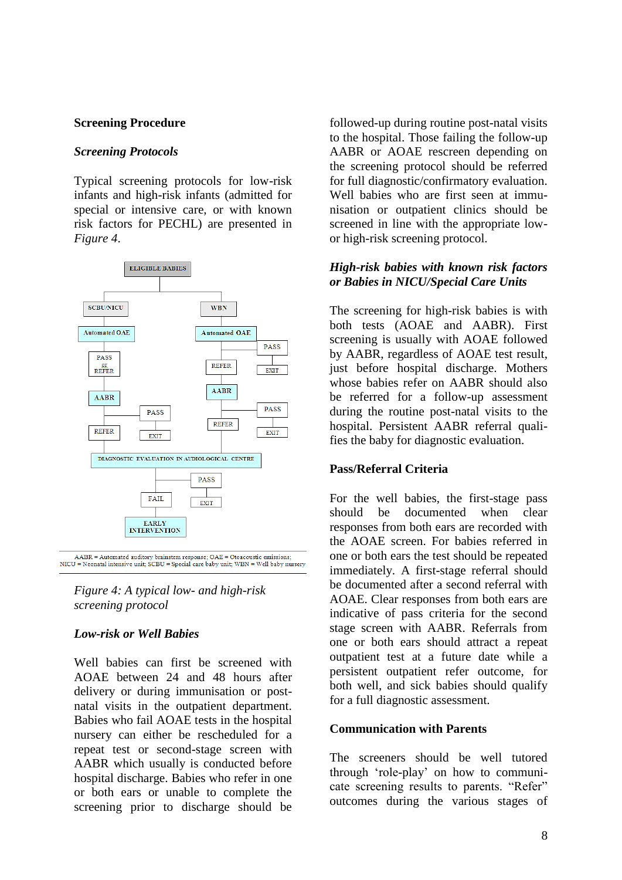### Screening Procedure

#### *Screening Protocols*

Typical screening protocols for low-risk infants and high-risk infants (admitted for special or intensive care, or with known risk factors for PECHL) are presented in *Figure 4*.

AABR = Automated auditory brainstem response; OAE = Otoacoustic emissions; NICU = Neonatal intensive unit; SCBU = Special care baby unit; WBN = Well baby nursery

*Figure 4: A typical low- and high-risk screening protocol*

#### *Low-risk or Well Babies*

Well babies can first be screened with AOAE between 24 and 48 hours after delivery or during immunisation or post-natal visits in the outpatient department. Babies who fail AOAE tests in the hospital nursery can either be rescheduled for a repeat test or second-stage screen with AABR which usually is conducted before hospital discharge. Babies who refer in one or both ears or unable to complete the screening prior to discharge should be followed-up during routine post-natal visits to the hospital. Those failing the follow-up AABR or AOAE rescreen depending on the screening protocol should be referred for full diagnostic/confirmatory evaluation. Well babies who are first seen at immunisation or outpatient clinics should be screened in line with the appropriate low- or high-risk screening protocol.

#### *High-risk babies with known risk factors or Babies in NICU/Special Care Units*

The screening for high-risk babies is with both tests (AOAE and AABR). First screening is usually with AOAE followed by AABR, regardless of AOAE test result, just before hospital discharge. Mothers whose babies refer on AABR should also be referred for a follow-up assessment during the routine post-natal visits to the hospital. Persistent AABR referral qualifies the baby for diagnostic evaluation.

### Pass/Referral Criteria

For the well babies, the first-stage pass should be documented when clear responses from both ears are recorded with the AOAE screen. For babies referred in one or both ears the test should be repeated immediately. A first-stage referral should be documented after a second referral with AOAE. Clear responses from both ears are indicative of pass criteria for the second stage screen with AABR. Referrals from one or both ears should attract a repeat outpatient test at a future date while a persistent outpatient refer outcome, for both well, and sick babies should qualify for a full diagnostic assessment.

### Communication with Parents

The screeners should be well tutored through 'role-play' on how to communicate screening results to parents. "Refer" outcomes during the various stages of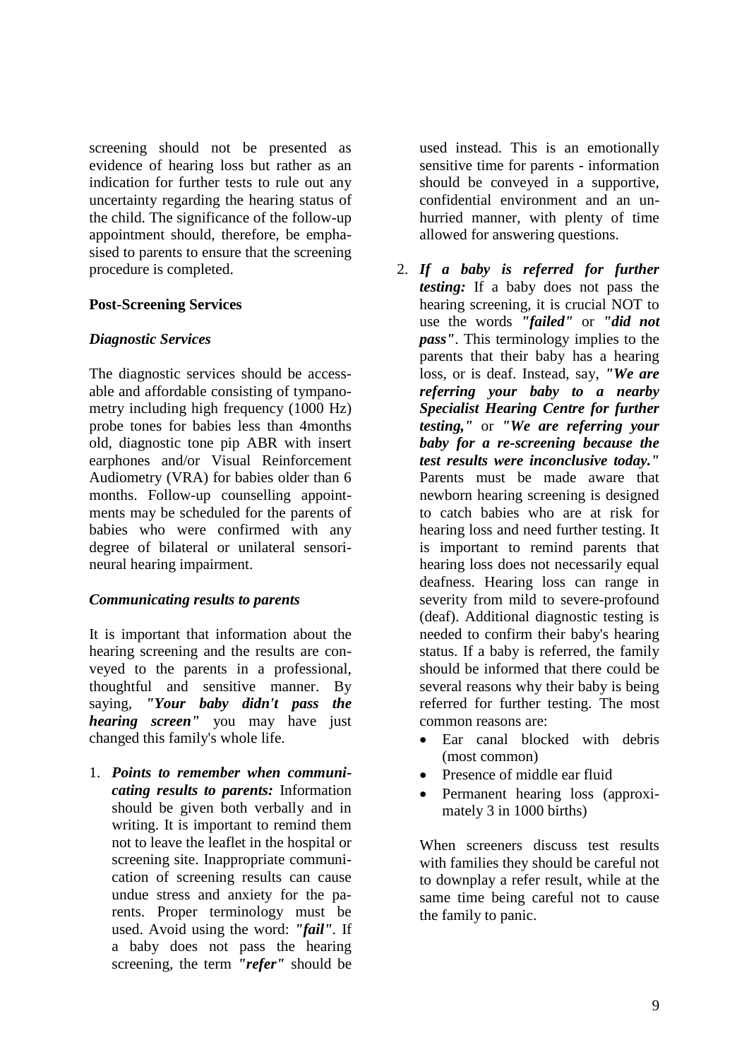screening should not be presented as evidence of hearing loss but rather as an indication for further tests to rule out any uncertainty regarding the hearing status of the child. The significance of the follow-up appointment should, therefore, be emphasised to parents to ensure that the screening procedure is completed.

**Post-Screening Services**

***Diagnostic Services***

The diagnostic services should be accessable and affordable consisting of tympanometry including high frequency (1000 Hz) probe tones for babies less than 4months old, diagnostic tone pip ABR with insert earphones and/or Visual Reinforcement Audiometry (VRA) for babies older than 6 months. Follow-up counselling appointments may be scheduled for the parents of babies who were confirmed with any degree of bilateral or unilateral sensorineural hearing impairment.

***Communicating results to parents***

It is important that information about the hearing screening and the results are conveyed to the parents in a professional, thoughtful and sensitive manner. By saying, ***"Your baby didn't pass the hearing screen"*** you may have just changed this family's whole life.

1. ***Points to remember when communicating results to parents:*** Information should be given both verbally and in writing. It is important to remind them not to leave the leaflet in the hospital or screening site. Inappropriate communication of screening results can cause undue stress and anxiety for the parents. Proper terminology must be used. Avoid using the word: ***"fail"***. If a baby does not pass the hearing screening, the term ***"refer"*** should be used instead. This is an emotionally sensitive time for parents - information should be conveyed in a supportive, confidential environment and an unhurried manner, with plenty of time allowed for answering questions.

2. ***If a baby is referred for further testing:*** If a baby does not pass the hearing screening, it is crucial NOT to use the words ***"failed"*** or ***"did not pass"***. This terminology implies to the parents that their baby has a hearing loss, or is deaf. Instead, say, ***"We are referring your baby to a nearby Specialist Hearing Centre for further testing,"*** or ***"We are referring your baby for a re-screening because the test results were inconclusive today."*** Parents must be made aware that newborn hearing screening is designed to catch babies who are at risk for hearing loss and need further testing. It is important to remind parents that hearing loss does not necessarily equal deafness. Hearing loss can range in severity from mild to severe-profound (deaf). Additional diagnostic testing is needed to confirm their baby's hearing status. If a baby is referred, the family should be informed that there could be several reasons why their baby is being referred for further testing. The most common reasons are:
   - Ear canal blocked with debris (most common)
   - Presence of middle ear fluid
   - Permanent hearing loss (approximately 3 in 1000 births)

   When screeners discuss test results with families they should be careful not to downplay a refer result, while at the same time being careful not to cause the family to panic.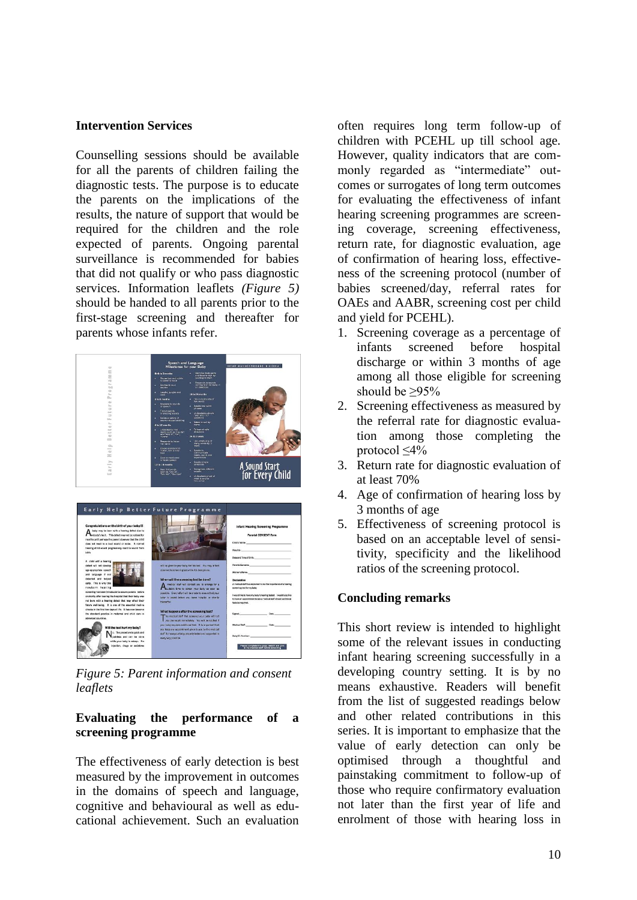### Intervention Services

Counselling sessions should be available for all the parents of children failing the diagnostic tests. The purpose is to educate the parents on the implications of the results, the nature of support that would be required for the children and the role expected of parents. Ongoing parental surveillance is recommended for babies that did not qualify or who pass diagnostic services. Information leaflets *(Figure 5)* should be handed to all parents prior to the first-stage screening and thereafter for parents whose infants refer.

*Figure 5: Parent information and consent leaflets*

### Evaluating the performance of a screening programme

The effectiveness of early detection is best measured by the improvement in outcomes in the domains of speech and language, cognitive and behavioural as well as educational achievement. Such an evaluation often requires long term follow-up of children with PCEHL up till school age. However, quality indicators that are commonly regarded as "intermediate" outcomes or surrogates of long term outcomes for evaluating the effectiveness of infant hearing screening programmes are screening coverage, screening effectiveness, return rate, for diagnostic evaluation, age of confirmation of hearing loss, effectiveness of the screening protocol (number of babies screened/day, referral rates for OAEs and AABR, screening cost per child and yield for PCEHL).

1. Screening coverage as a percentage of infants screened before hospital discharge or within 3 months of age among all those eligible for screening should be ≥95%
2. Screening effectiveness as measured by the referral rate for diagnostic evaluation among those completing the protocol ≤4%
3. Return rate for diagnostic evaluation of at least 70%
4. Age of confirmation of hearing loss by 3 months of age
5. Effectiveness of screening protocol is based on an acceptable level of sensitivity, specificity and the likelihood ratios of the screening protocol.

### Concluding remarks

This short review is intended to highlight some of the relevant issues in conducting infant hearing screening successfully in a developing country setting. It is by no means exhaustive. Readers will benefit from the list of suggested readings below and other related contributions in this series. It is important to emphasize that the value of early detection can only be optimised through a thoughtful and painstaking commitment to follow-up of those who require confirmatory evaluation not later than the first year of life and enrolment of those with hearing loss in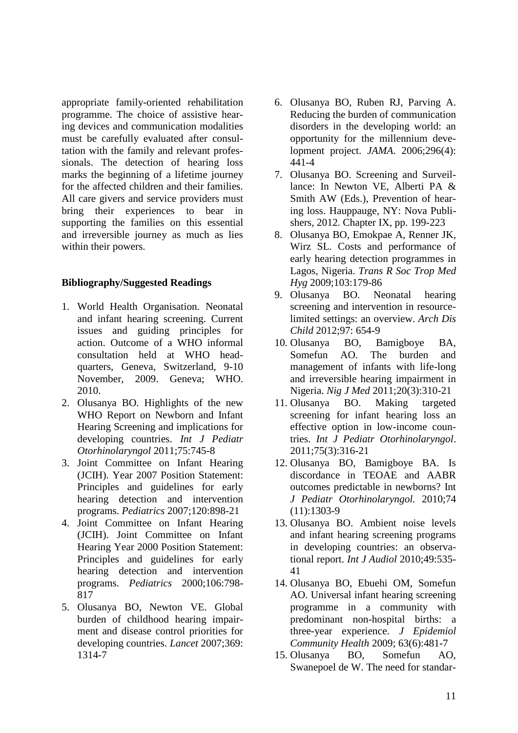appropriate family-oriented rehabilitation programme. The choice of assistive hearing devices and communication modalities must be carefully evaluated after consultation with the family and relevant professionals. The detection of hearing loss marks the beginning of a lifetime journey for the affected children and their families. All care givers and service providers must bring their experiences to bear in supporting the families on this essential and irreversible journey as much as lies within their powers.

**Bibliography/Suggested Readings**

1. World Health Organisation. Neonatal and infant hearing screening. Current issues and guiding principles for action. Outcome of a WHO informal consultation held at WHO headquarters, Geneva, Switzerland, 9-10 November, 2009. Geneva; WHO. 2010.
2. Olusanya BO. Highlights of the new WHO Report on Newborn and Infant Hearing Screening and implications for developing countries. *Int J Pediatr Otorhinolaryngol* 2011;75:745-8
3. Joint Committee on Infant Hearing (JCIH). Year 2007 Position Statement: Principles and guidelines for early hearing detection and intervention programs. *Pediatrics* 2007;120:898-21
4. Joint Committee on Infant Hearing (JCIH). Joint Committee on Infant Hearing Year 2000 Position Statement: Principles and guidelines for early hearing detection and intervention programs. *Pediatrics* 2000;106:798-817
5. Olusanya BO, Newton VE. Global burden of childhood hearing impairment and disease control priorities for developing countries. *Lancet* 2007;369: 1314-7
6. Olusanya BO, Ruben RJ, Parving A. Reducing the burden of communication disorders in the developing world: an opportunity for the millennium development project. *JAMA.* 2006;296(4): 441-4
7. Olusanya BO. Screening and Surveillance: In Newton VE, Alberti PA & Smith AW (Eds.), Prevention of hearing loss. Hauppauge, NY: Nova Publishers, 2012. Chapter IX, pp. 199-223
8. Olusanya BO, Emokpae A, Renner JK, Wirz SL. Costs and performance of early hearing detection programmes in Lagos, Nigeria. *Trans R Soc Trop Med Hyg* 2009;103:179-86
9. Olusanya BO. Neonatal hearing screening and intervention in resource-limited settings: an overview. *Arch Dis Child* 2012;97: 654-9
10. Olusanya BO, Bamigboye BA, Somefun AO. The burden and management of infants with life-long and irreversible hearing impairment in Nigeria. *Nig J Med* 2011;20(3):310-21
11. Olusanya BO. Making targeted screening for infant hearing loss an effective option in low-income countries. *Int J Pediatr Otorhinolaryngol*. 2011;75(3):316-21
12. Olusanya BO, Bamigboye BA. Is discordance in TEOAE and AABR outcomes predictable in newborns? Int *J Pediatr Otorhinolaryngol.* 2010;74 (11):1303-9
13. Olusanya BO. Ambient noise levels and infant hearing screening programs in developing countries: an observational report. *Int J Audiol* 2010;49:535-41
14. Olusanya BO, Ebuehi OM, Somefun AO. Universal infant hearing screening programme in a community with predominant non-hospital births: a three-year experience. *J Epidemiol Community Health* 2009; 63(6):481-7
15. Olusanya BO, Somefun AO, Swanepoel de W. The need for standar-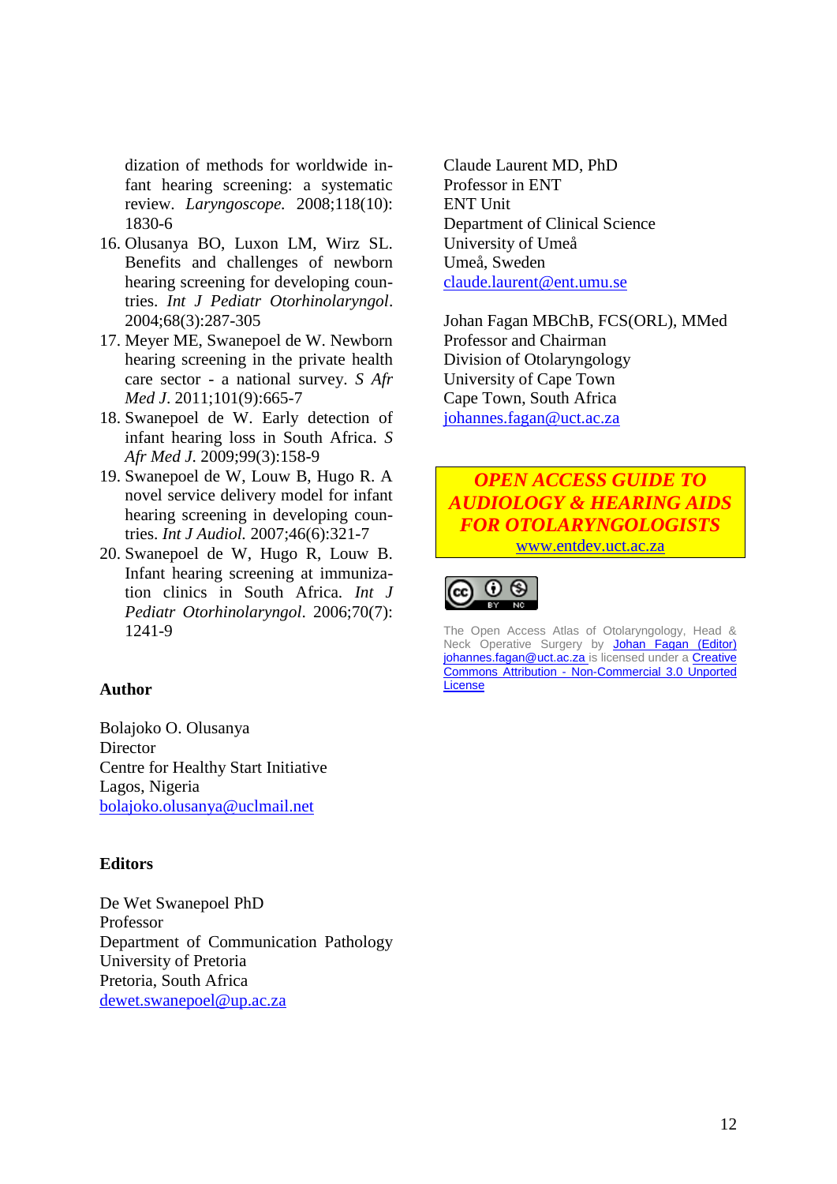dization of methods for worldwide infant hearing screening: a systematic review. *Laryngoscope.* 2008;118(10):1830-6

16. Olusanya BO, Luxon LM, Wirz SL. Benefits and challenges of newborn hearing screening for developing countries. *Int J Pediatr Otorhinolaryngol*. 2004;68(3):287-305
17. Meyer ME, Swanepoel de W. Newborn hearing screening in the private health care sector - a national survey. *S Afr Med J*. 2011;101(9):665-7
18. Swanepoel de W. Early detection of infant hearing loss in South Africa. *S Afr Med J*. 2009;99(3):158-9
19. Swanepoel de W, Louw B, Hugo R. A novel service delivery model for infant hearing screening in developing countries. *Int J Audiol.* 2007;46(6):321-7
20. Swanepoel de W, Hugo R, Louw B. Infant hearing screening at immunization clinics in South Africa. *Int J Pediatr Otorhinolaryngol*. 2006;70(7):1241-9

## Author

Bolajoko O. Olusanya
Director
Centre for Healthy Start Initiative
Lagos, Nigeria
bolajoko.olusanya@uclmail.net

## Editors

De Wet Swanepoel PhD
Professor
Department of Communication Pathology
University of Pretoria
Pretoria, South Africa
dewet.swanepoel@up.ac.za

Claude Laurent MD, PhD
Professor in ENT
ENT Unit
Department of Clinical Science
University of Umeå
Umeå, Sweden
claude.laurent@ent.umu.se

Johan Fagan MBChB, FCS(ORL), MMed
Professor and Chairman
Division of Otolaryngology
University of Cape Town
Cape Town, South Africa
johannes.fagan@uct.ac.za

***OPEN ACCESS GUIDE TO AUDIOLOGY & HEARING AIDS FOR OTOLARYNGOLOGISTS***
www.entdev.uct.ac.za

The Open Access Atlas of Otolaryngology, Head & Neck Operative Surgery by Johan Fagan (Editor) johannes.fagan@uct.ac.za is licensed under a Creative Commons Attribution - Non-Commercial 3.0 Unported License